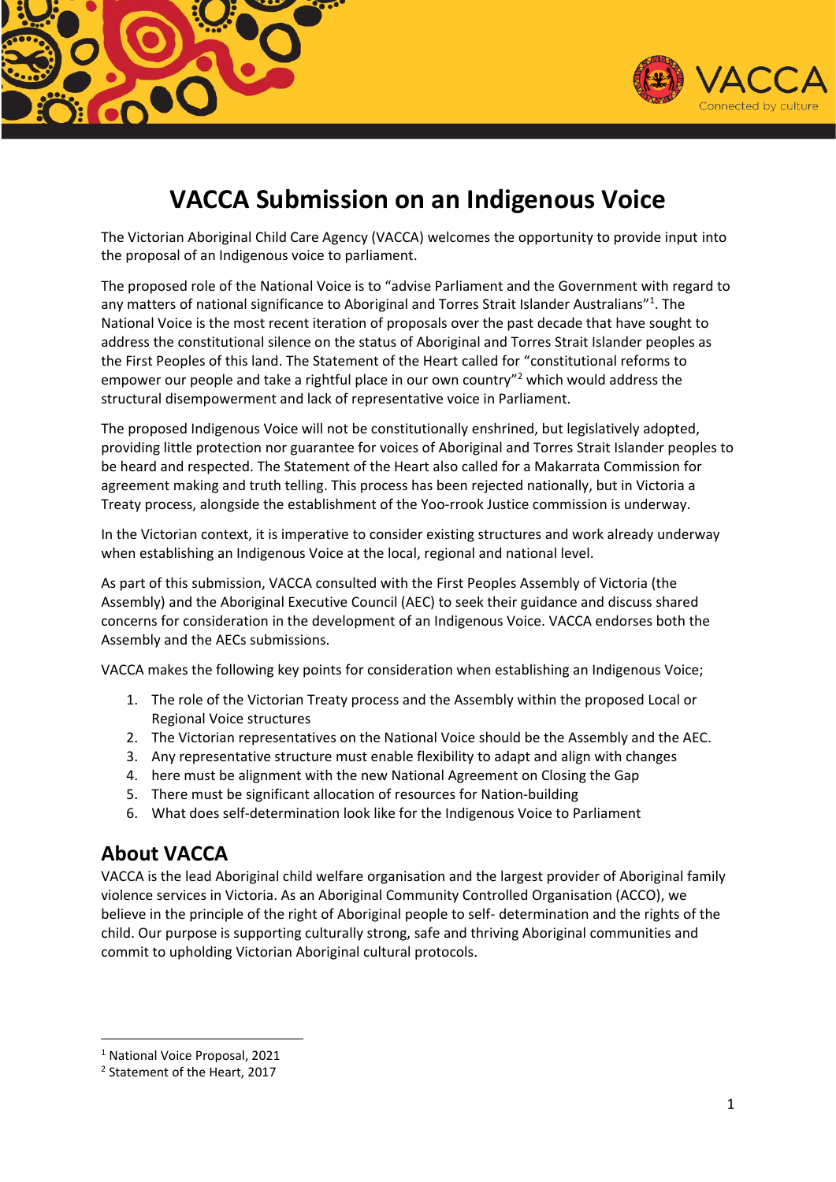# VACCA Submission on an Indigenous Voice

The Victorian Aboriginal Child Care Agency (VACCA) welcomes the opportunity to provide input into the proposal of an Indigenous voice to parliament.

The proposed role of the National Voice is to "advise Parliament and the Government with regard to any matters of national significance to Aboriginal and Torres Strait Islander Australians"[1]. The National Voice is the most recent iteration of proposals over the past decade that have sought to address the constitutional silence on the status of Aboriginal and Torres Strait Islander peoples as the First Peoples of this land. The Statement of the Heart called for "constitutional reforms to empower our people and take a rightful place in our own country"[2] which would address the structural disempowerment and lack of representative voice in Parliament.

The proposed Indigenous Voice will not be constitutionally enshrined, but legislatively adopted, providing little protection nor guarantee for voices of Aboriginal and Torres Strait Islander peoples to be heard and respected. The Statement of the Heart also called for a Makarrata Commission for agreement making and truth telling. This process has been rejected nationally, but in Victoria a Treaty process, alongside the establishment of the Yoo-rrook Justice commission is underway.

In the Victorian context, it is imperative to consider existing structures and work already underway when establishing an Indigenous Voice at the local, regional and national level.

As part of this submission, VACCA consulted with the First Peoples Assembly of Victoria (the Assembly) and the Aboriginal Executive Council (AEC) to seek their guidance and discuss shared concerns for consideration in the development of an Indigenous Voice. VACCA endorses both the Assembly and the AECs submissions.

VACCA makes the following key points for consideration when establishing an Indigenous Voice;

1. The role of the Victorian Treaty process and the Assembly within the proposed Local or Regional Voice structures
2. The Victorian representatives on the National Voice should be the Assembly and the AEC.
3. Any representative structure must enable flexibility to adapt and align with changes
4. here must be alignment with the new National Agreement on Closing the Gap
5. There must be significant allocation of resources for Nation-building
6. What does self-determination look like for the Indigenous Voice to Parliament

## About VACCA

VACCA is the lead Aboriginal child welfare organisation and the largest provider of Aboriginal family violence services in Victoria. As an Aboriginal Community Controlled Organisation (ACCO), we believe in the principle of the right of Aboriginal people to self- determination and the rights of the child. Our purpose is supporting culturally strong, safe and thriving Aboriginal communities and commit to upholding Victorian Aboriginal cultural protocols.

---

[1] National Voice Proposal, 2021

[2] Statement of the Heart, 2017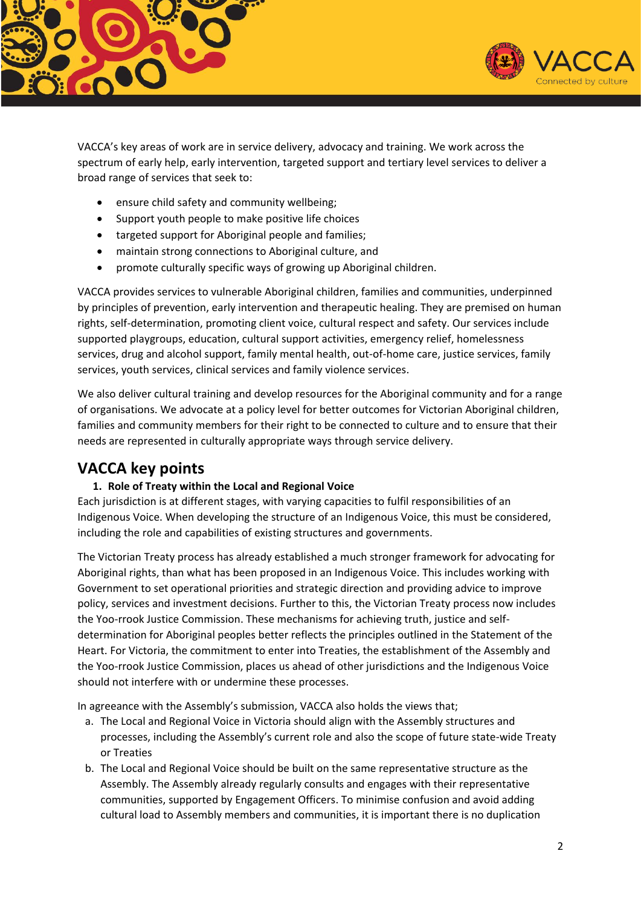VACCA's key areas of work are in service delivery, advocacy and training. We work across the spectrum of early help, early intervention, targeted support and tertiary level services to deliver a broad range of services that seek to:

- ensure child safety and community wellbeing;
- Support youth people to make positive life choices
- targeted support for Aboriginal people and families;
- maintain strong connections to Aboriginal culture, and
- promote culturally specific ways of growing up Aboriginal children.

VACCA provides services to vulnerable Aboriginal children, families and communities, underpinned by principles of prevention, early intervention and therapeutic healing. They are premised on human rights, self-determination, promoting client voice, cultural respect and safety. Our services include supported playgroups, education, cultural support activities, emergency relief, homelessness services, drug and alcohol support, family mental health, out-of-home care, justice services, family services, youth services, clinical services and family violence services.

We also deliver cultural training and develop resources for the Aboriginal community and for a range of organisations. We advocate at a policy level for better outcomes for Victorian Aboriginal children, families and community members for their right to be connected to culture and to ensure that their needs are represented in culturally appropriate ways through service delivery.

## VACCA key points

1. **Role of Treaty within the Local and Regional Voice**

Each jurisdiction is at different stages, with varying capacities to fulfil responsibilities of an Indigenous Voice. When developing the structure of an Indigenous Voice, this must be considered, including the role and capabilities of existing structures and governments.

The Victorian Treaty process has already established a much stronger framework for advocating for Aboriginal rights, than what has been proposed in an Indigenous Voice. This includes working with Government to set operational priorities and strategic direction and providing advice to improve policy, services and investment decisions. Further to this, the Victorian Treaty process now includes the Yoo-rrook Justice Commission. These mechanisms for achieving truth, justice and self-determination for Aboriginal peoples better reflects the principles outlined in the Statement of the Heart. For Victoria, the commitment to enter into Treaties, the establishment of the Assembly and the Yoo-rrook Justice Commission, places us ahead of other jurisdictions and the Indigenous Voice should not interfere with or undermine these processes.

In agreeance with the Assembly's submission, VACCA also holds the views that;

a. The Local and Regional Voice in Victoria should align with the Assembly structures and processes, including the Assembly's current role and also the scope of future state-wide Treaty or Treaties
b. The Local and Regional Voice should be built on the same representative structure as the Assembly. The Assembly already regularly consults and engages with their representative communities, supported by Engagement Officers. To minimise confusion and avoid adding cultural load to Assembly members and communities, it is important there is no duplication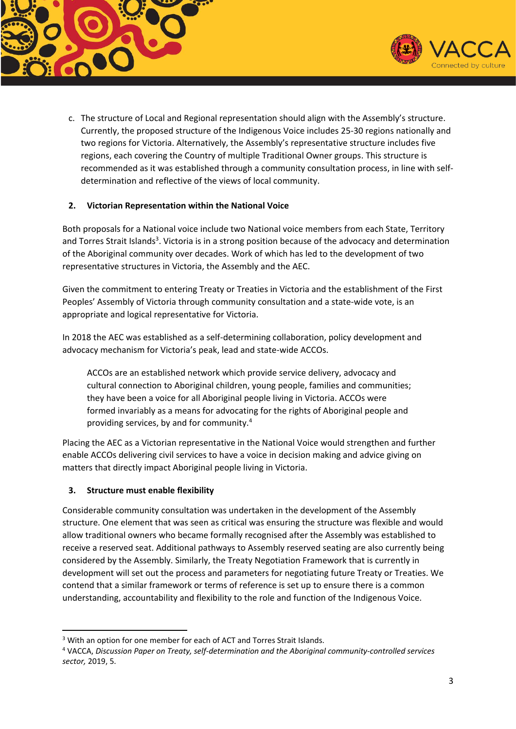c. The structure of Local and Regional representation should align with the Assembly's structure. Currently, the proposed structure of the Indigenous Voice includes 25-30 regions nationally and two regions for Victoria. Alternatively, the Assembly's representative structure includes five regions, each covering the Country of multiple Traditional Owner groups. This structure is recommended as it was established through a community consultation process, in line with self-determination and reflective of the views of local community.

## 2. Victorian Representation within the National Voice

Both proposals for a National voice include two National voice members from each State, Territory and Torres Strait Islands[3]. Victoria is in a strong position because of the advocacy and determination of the Aboriginal community over decades. Work of which has led to the development of two representative structures in Victoria, the Assembly and the AEC.

Given the commitment to entering Treaty or Treaties in Victoria and the establishment of the First Peoples' Assembly of Victoria through community consultation and a state-wide vote, is an appropriate and logical representative for Victoria.

In 2018 the AEC was established as a self-determining collaboration, policy development and advocacy mechanism for Victoria's peak, lead and state-wide ACCOs.

> ACCOs are an established network which provide service delivery, advocacy and cultural connection to Aboriginal children, young people, families and communities; they have been a voice for all Aboriginal people living in Victoria. ACCOs were formed invariably as a means for advocating for the rights of Aboriginal people and providing services, by and for community.[4]

Placing the AEC as a Victorian representative in the National Voice would strengthen and further enable ACCOs delivering civil services to have a voice in decision making and advice giving on matters that directly impact Aboriginal people living in Victoria.

## 3. Structure must enable flexibility

Considerable community consultation was undertaken in the development of the Assembly structure. One element that was seen as critical was ensuring the structure was flexible and would allow traditional owners who became formally recognised after the Assembly was established to receive a reserved seat. Additional pathways to Assembly reserved seating are also currently being considered by the Assembly. Similarly, the Treaty Negotiation Framework that is currently in development will set out the process and parameters for negotiating future Treaty or Treaties. We contend that a similar framework or terms of reference is set up to ensure there is a common understanding, accountability and flexibility to the role and function of the Indigenous Voice.

---

[3] With an option for one member for each of ACT and Torres Strait Islands.

[4] VACCA, *Discussion Paper on Treaty, self-determination and the Aboriginal community-controlled services sector,* 2019, 5.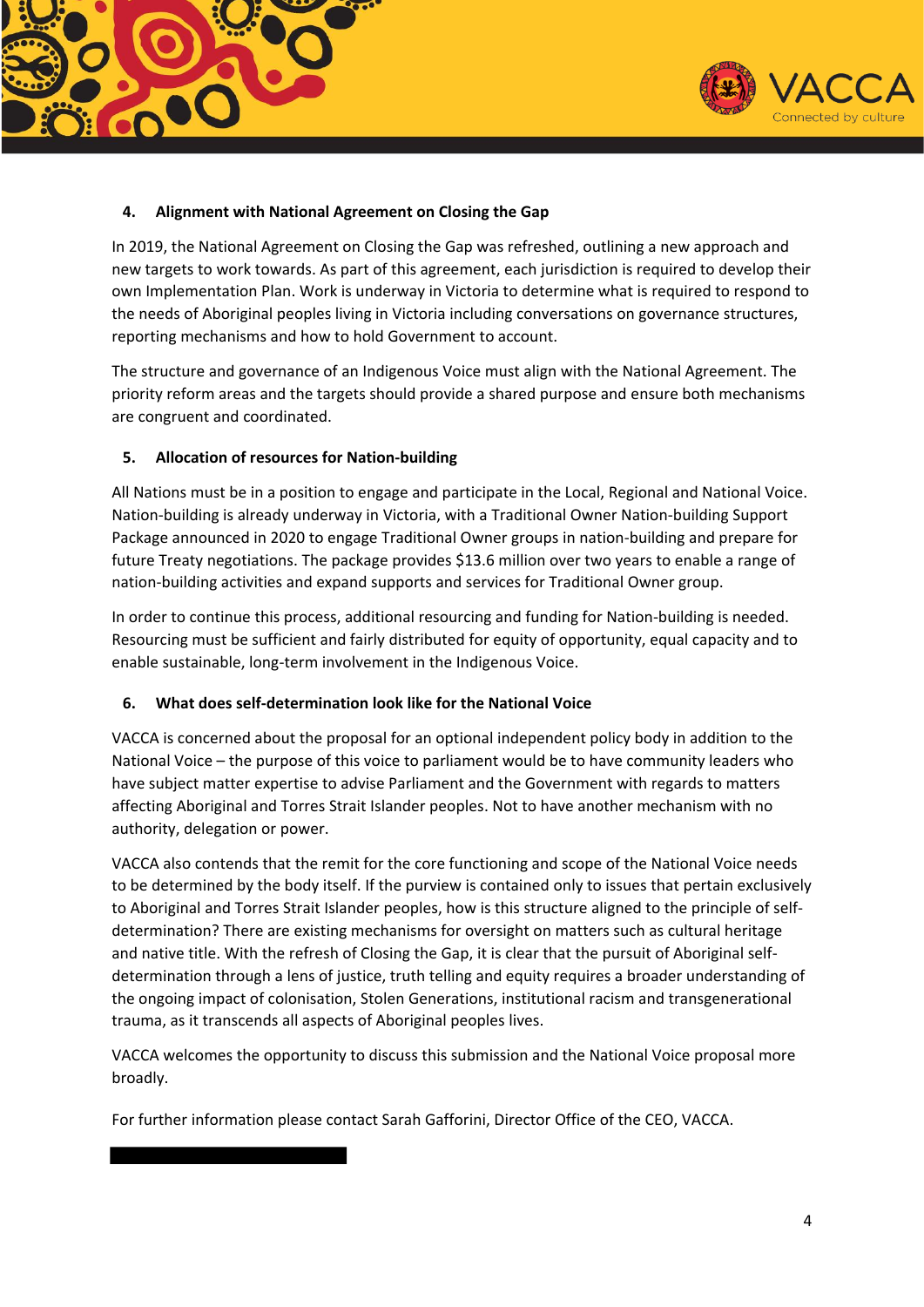## 4. Alignment with National Agreement on Closing the Gap

In 2019, the National Agreement on Closing the Gap was refreshed, outlining a new approach and new targets to work towards. As part of this agreement, each jurisdiction is required to develop their own Implementation Plan. Work is underway in Victoria to determine what is required to respond to the needs of Aboriginal peoples living in Victoria including conversations on governance structures, reporting mechanisms and how to hold Government to account.

The structure and governance of an Indigenous Voice must align with the National Agreement. The priority reform areas and the targets should provide a shared purpose and ensure both mechanisms are congruent and coordinated.

## 5. Allocation of resources for Nation-building

All Nations must be in a position to engage and participate in the Local, Regional and National Voice. Nation-building is already underway in Victoria, with a Traditional Owner Nation-building Support Package announced in 2020 to engage Traditional Owner groups in nation-building and prepare for future Treaty negotiations. The package provides $13.6 million over two years to enable a range of nation-building activities and expand supports and services for Traditional Owner group.

In order to continue this process, additional resourcing and funding for Nation-building is needed. Resourcing must be sufficient and fairly distributed for equity of opportunity, equal capacity and to enable sustainable, long-term involvement in the Indigenous Voice.

## 6. What does self-determination look like for the National Voice

VACCA is concerned about the proposal for an optional independent policy body in addition to the National Voice – the purpose of this voice to parliament would be to have community leaders who have subject matter expertise to advise Parliament and the Government with regards to matters affecting Aboriginal and Torres Strait Islander peoples. Not to have another mechanism with no authority, delegation or power.

VACCA also contends that the remit for the core functioning and scope of the National Voice needs to be determined by the body itself. If the purview is contained only to issues that pertain exclusively to Aboriginal and Torres Strait Islander peoples, how is this structure aligned to the principle of self-determination? There are existing mechanisms for oversight on matters such as cultural heritage and native title. With the refresh of Closing the Gap, it is clear that the pursuit of Aboriginal self-determination through a lens of justice, truth telling and equity requires a broader understanding of the ongoing impact of colonisation, Stolen Generations, institutional racism and transgenerational trauma, as it transcends all aspects of Aboriginal peoples lives.

VACCA welcomes the opportunity to discuss this submission and the National Voice proposal more broadly.

For further information please contact Sarah Gafforini, Director Office of the CEO, VACCA.